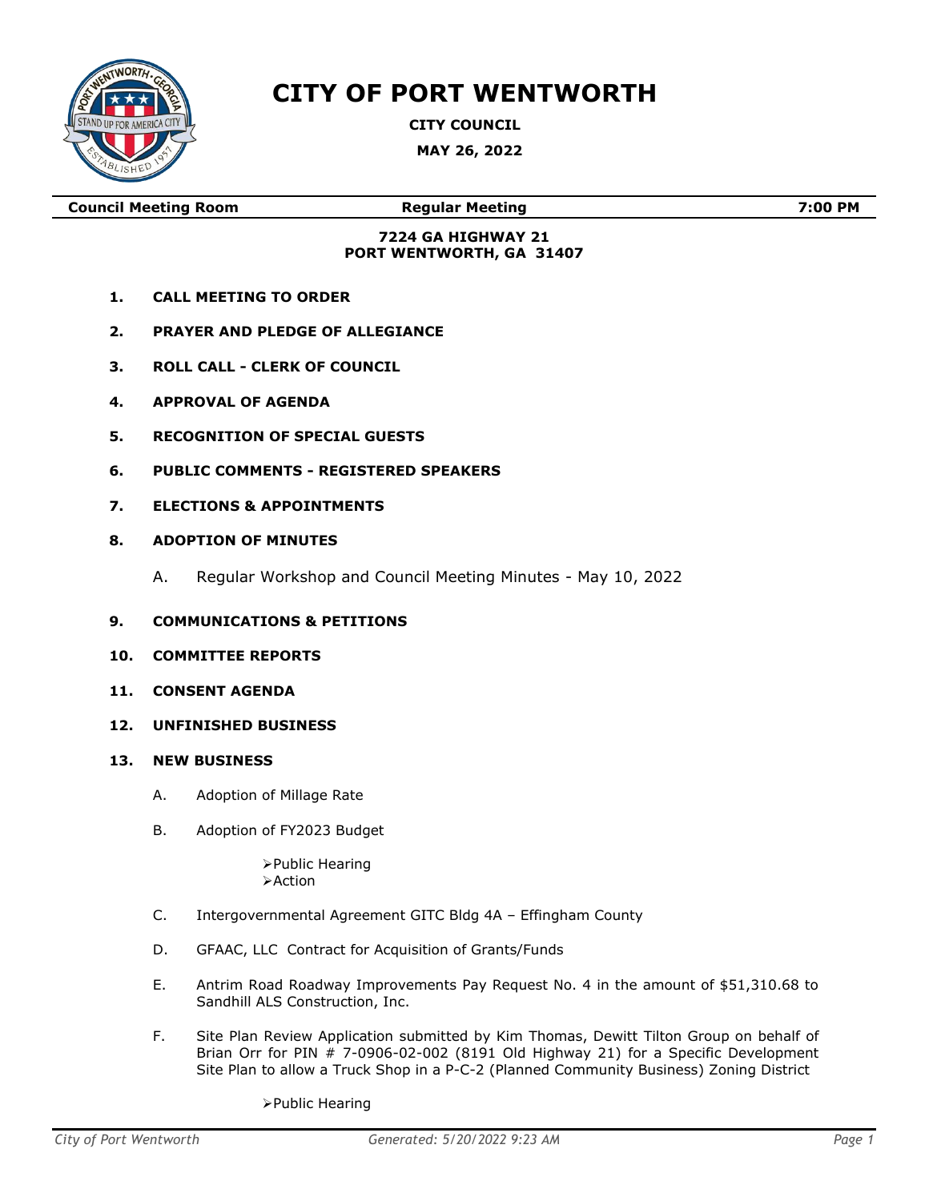# CITY OF PORT WENTWORTH

**CITY COUNCIL**

**MAY 26, 2022**

| **Council Meeting Room** | **Regular Meeting** | **7:00 PM** |
|---|---|---|

**7224 GA HIGHWAY 21**
**PORT WENTWORTH, GA 31407**

1. **CALL MEETING TO ORDER**
2. **PRAYER AND PLEDGE OF ALLEGIANCE**
3. **ROLL CALL - CLERK OF COUNCIL**
4. **APPROVAL OF AGENDA**
5. **RECOGNITION OF SPECIAL GUESTS**
6. **PUBLIC COMMENTS - REGISTERED SPEAKERS**
7. **ELECTIONS & APPOINTMENTS**
8. **ADOPTION OF MINUTES**

   A. Regular Workshop and Council Meeting Minutes - May 10, 2022

9. **COMMUNICATIONS & PETITIONS**
10. **COMMITTEE REPORTS**
11. **CONSENT AGENDA**
12. **UNFINISHED BUSINESS**
13. **NEW BUSINESS**

    A. Adoption of Millage Rate

    B. Adoption of FY2023 Budget

    - Public Hearing
    - Action

    C. Intergovernmental Agreement GITC Bldg 4A – Effingham County

    D. GFAAC, LLC Contract for Acquisition of Grants/Funds

    E. Antrim Road Roadway Improvements Pay Request No. 4 in the amount of $51,310.68 to Sandhill ALS Construction, Inc.

    F. Site Plan Review Application submitted by Kim Thomas, Dewitt Tilton Group on behalf of Brian Orr for PIN # 7-0906-02-002 (8191 Old Highway 21) for a Specific Development Site Plan to allow a Truck Shop in a P-C-2 (Planned Community Business) Zoning District

    - Public Hearing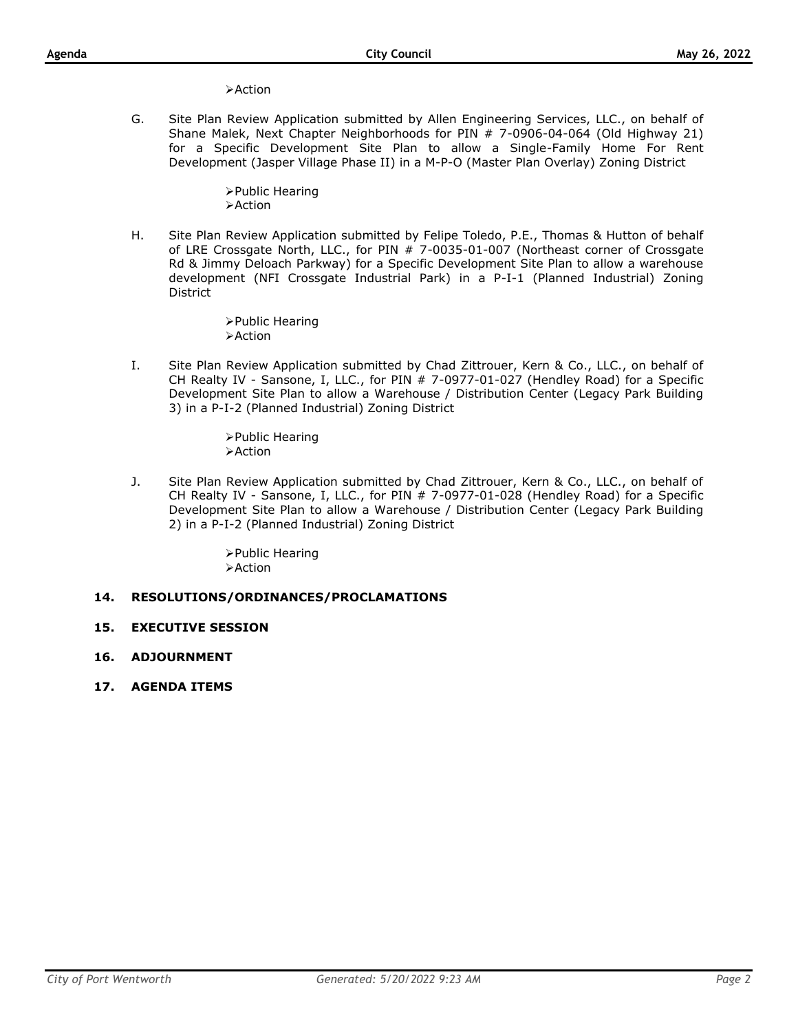➢Action

G. Site Plan Review Application submitted by Allen Engineering Services, LLC., on behalf of Shane Malek, Next Chapter Neighborhoods for PIN # 7-0906-04-064 (Old Highway 21) for a Specific Development Site Plan to allow a Single-Family Home For Rent Development (Jasper Village Phase II) in a M-P-O (Master Plan Overlay) Zoning District

➢Public Hearing
➢Action

H. Site Plan Review Application submitted by Felipe Toledo, P.E., Thomas & Hutton of behalf of LRE Crossgate North, LLC., for PIN # 7-0035-01-007 (Northeast corner of Crossgate Rd & Jimmy Deloach Parkway) for a Specific Development Site Plan to allow a warehouse development (NFI Crossgate Industrial Park) in a P-I-1 (Planned Industrial) Zoning District

➢Public Hearing
➢Action

I. Site Plan Review Application submitted by Chad Zittrouer, Kern & Co., LLC., on behalf of CH Realty IV - Sansone, I, LLC., for PIN # 7-0977-01-027 (Hendley Road) for a Specific Development Site Plan to allow a Warehouse / Distribution Center (Legacy Park Building 3) in a P-I-2 (Planned Industrial) Zoning District

➢Public Hearing
➢Action

J. Site Plan Review Application submitted by Chad Zittrouer, Kern & Co., LLC., on behalf of CH Realty IV - Sansone, I, LLC., for PIN # 7-0977-01-028 (Hendley Road) for a Specific Development Site Plan to allow a Warehouse / Distribution Center (Legacy Park Building 2) in a P-I-2 (Planned Industrial) Zoning District

➢Public Hearing
➢Action

**14. RESOLUTIONS/ORDINANCES/PROCLAMATIONS**

**15. EXECUTIVE SESSION**

**16. ADJOURNMENT**

**17. AGENDA ITEMS**